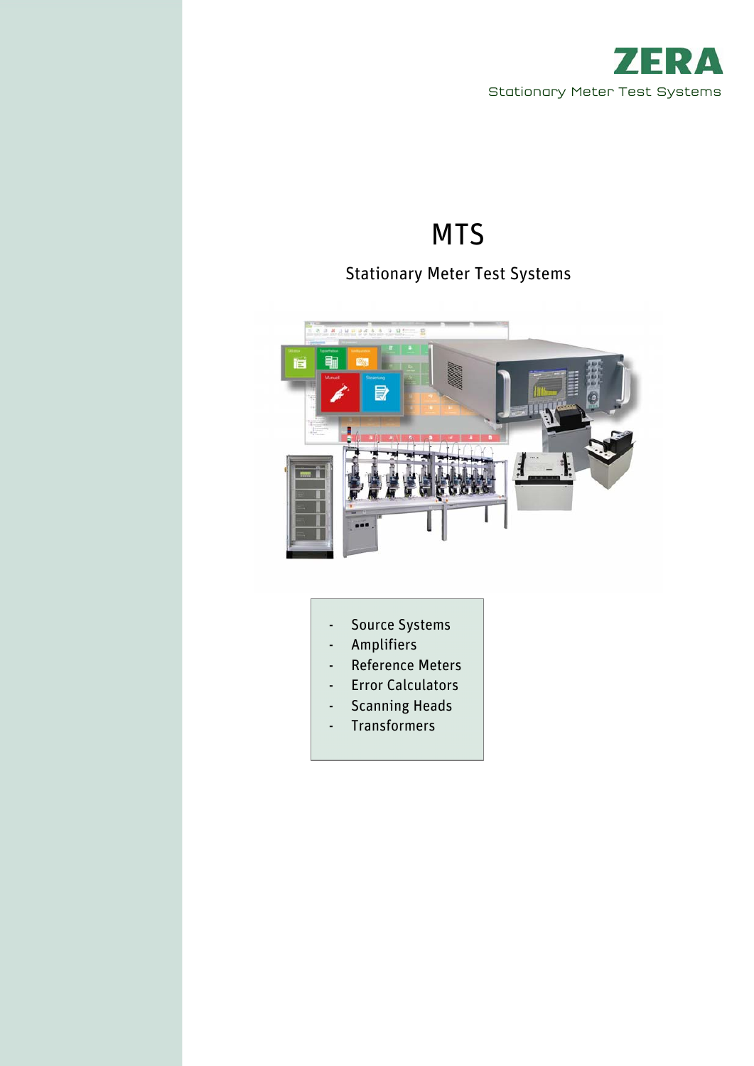ZERA

Stationary Meter Test Systems

# MTS

## Stationary Meter Test Systems

- Source Systems
- Amplifiers
- Reference Meters
- Error Calculators
- Scanning Heads
- Transformers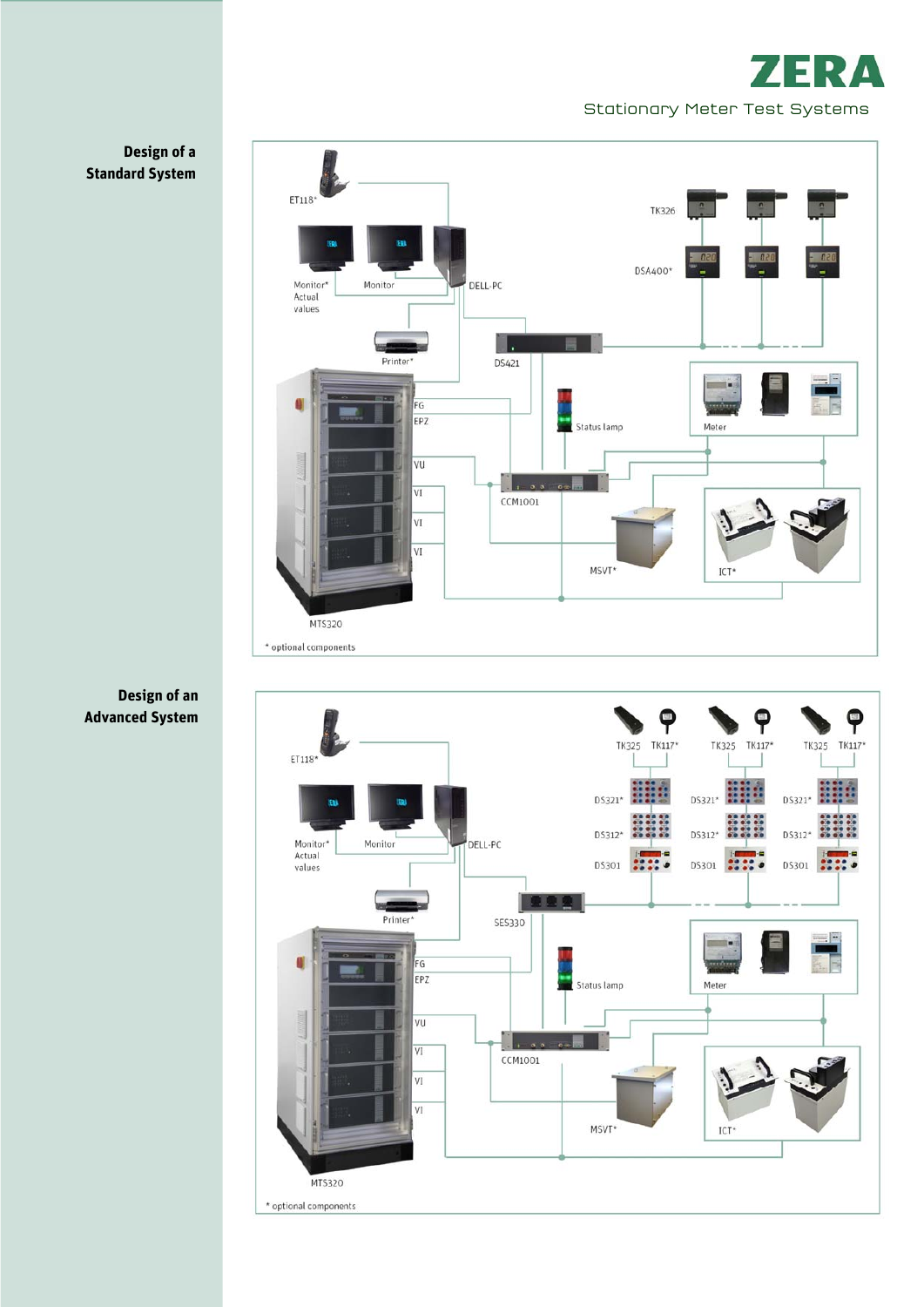# ZERA

Stationary Meter Test Systems

## Design of a Standard System

ET118*

Monitor* Actual values

Monitor

DELL-PC

TK326

DSA400*

Printer*

DS421

FG

EPZ

Status lamp

Meter

VU

VI

VI

VI

CCM1001

MSVT*

ICT*

MTS320

* optional components

## Design of an Advanced System

ET118*

Monitor* Actual values

Monitor

DELL-PC

TK325 TK117*

TK325 TK117*

TK325 TK117*

DS321*

DS312*

DS301

Printer*

SES330

FG

EPZ

Status lamp

Meter

VU

VI

VI

VI

CCM1001

MSVT*

ICT*

MTS320

* optional components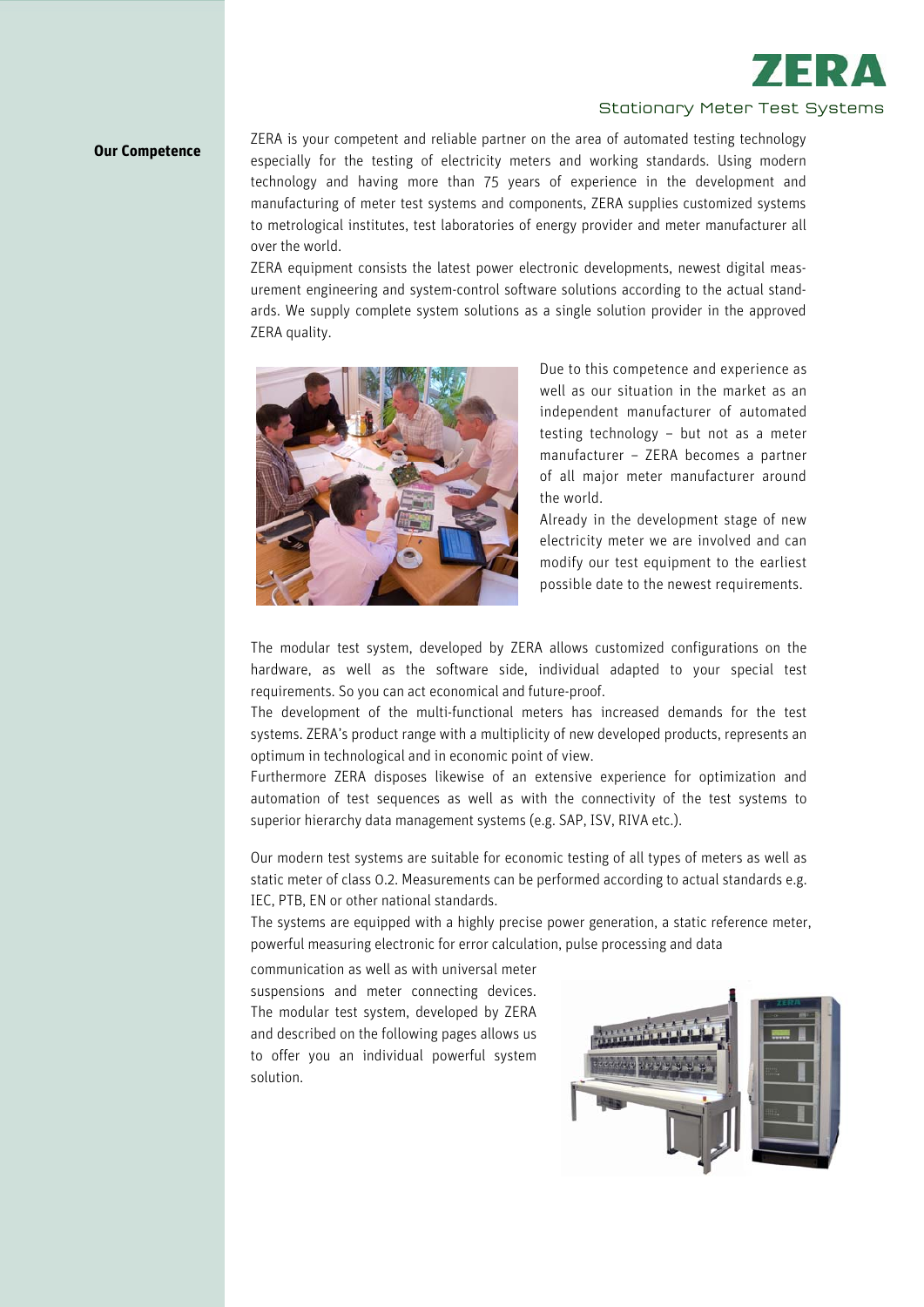## Our Competence

ZERA is your competent and reliable partner on the area of automated testing technology especially for the testing of electricity meters and working standards. Using modern technology and having more than 75 years of experience in the development and manufacturing of meter test systems and components, ZERA supplies customized systems to metrological institutes, test laboratories of energy provider and meter manufacturer all over the world.

ZERA equipment consists the latest power electronic developments, newest digital measurement engineering and system-control software solutions according to the actual standards. We supply complete system solutions as a single solution provider in the approved ZERA quality.

Due to this competence and experience as well as our situation in the market as an independent manufacturer of automated testing technology – but not as a meter manufacturer – ZERA becomes a partner of all major meter manufacturer around the world.

Already in the development stage of new electricity meter we are involved and can modify our test equipment to the earliest possible date to the newest requirements.

The modular test system, developed by ZERA allows customized configurations on the hardware, as well as the software side, individual adapted to your special test requirements. So you can act economical and future-proof.

The development of the multi-functional meters has increased demands for the test systems. ZERA's product range with a multiplicity of new developed products, represents an optimum in technological and in economic point of view.

Furthermore ZERA disposes likewise of an extensive experience for optimization and automation of test sequences as well as with the connectivity of the test systems to superior hierarchy data management systems (e.g. SAP, ISV, RIVA etc.).

Our modern test systems are suitable for economic testing of all types of meters as well as static meter of class 0.2. Measurements can be performed according to actual standards e.g. IEC, PTB, EN or other national standards.

The systems are equipped with a highly precise power generation, a static reference meter, powerful measuring electronic for error calculation, pulse processing and data communication as well as with universal meter suspensions and meter connecting devices. The modular test system, developed by ZERA and described on the following pages allows us to offer you an individual powerful system solution.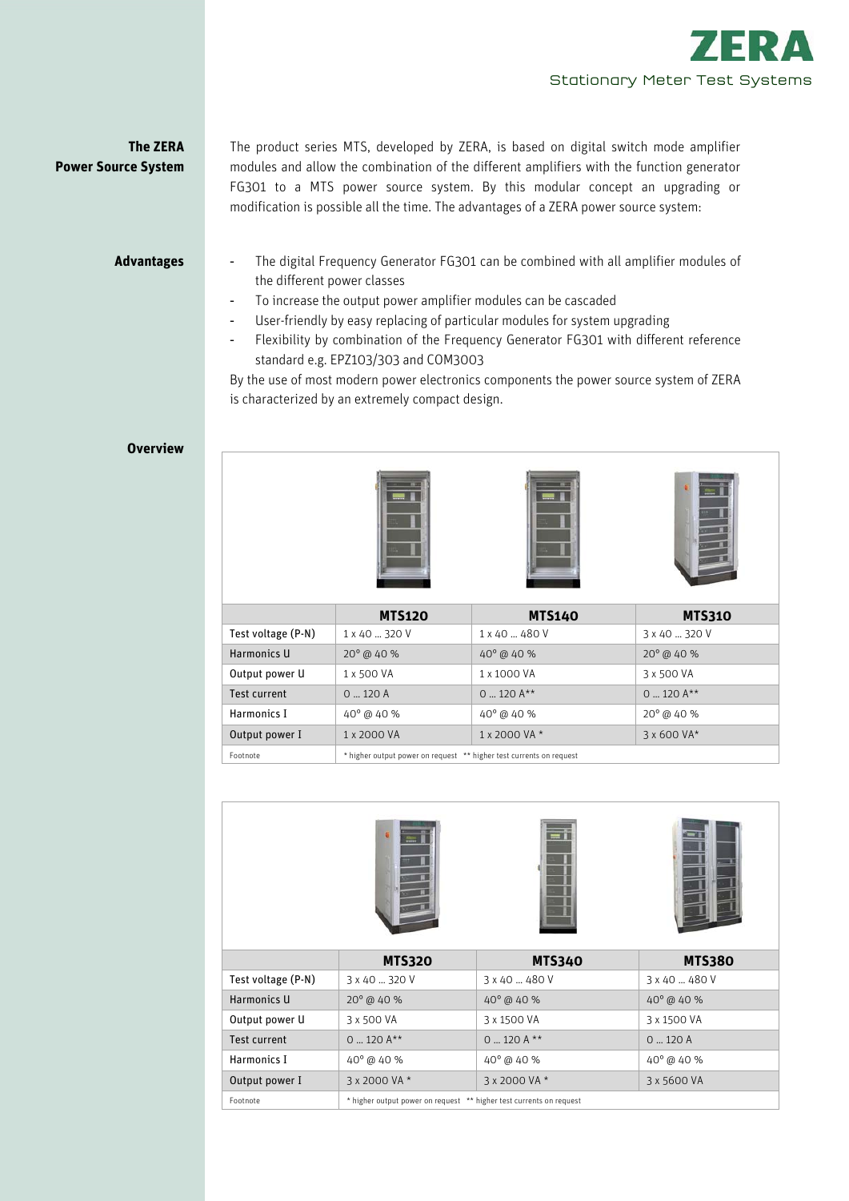## The ZERA Power Source System

The product series MTS, developed by ZERA, is based on digital switch mode amplifier modules and allow the combination of the different amplifiers with the function generator FG301 to a MTS power source system. By this modular concept an upgrading or modification is possible all the time. The advantages of a ZERA power source system:

## Advantages

- The digital Frequency Generator FG301 can be combined with all amplifier modules of the different power classes
- To increase the output power amplifier modules can be cascaded
- User-friendly by easy replacing of particular modules for system upgrading
- Flexibility by combination of the Frequency Generator FG301 with different reference standard e.g. EPZ103/303 and COM3003

By the use of most modern power electronics components the power source system of ZERA is characterized by an extremely compact design.

## Overview

| | MTS120 | MTS140 | MTS310 |
|---|---|---|---|
| Test voltage (P-N) | 1 x 40 ... 320 V | 1 x 40 ... 480 V | 3 x 40 ... 320 V |
| Harmonics U | 20° @ 40 % | 40° @ 40 % | 20° @ 40 % |
| Output power U | 1 x 500 VA | 1 x 1000 VA | 3 x 500 VA |
| Test current | 0 ... 120 A | 0 ... 120 A** | 0 ... 120 A** |
| Harmonics I | 40° @ 40 % | 40° @ 40 % | 20° @ 40 % |
| Output power I | 1 x 2000 VA | 1 x 2000 VA * | 3 x 600 VA* |
| Footnote | * higher output power on request ** higher test currents on request | | |

| | MTS320 | MTS340 | MTS380 |
|---|---|---|---|
| Test voltage (P-N) | 3 x 40 ... 320 V | 3 x 40 ... 480 V | 3 x 40 ... 480 V |
| Harmonics U | 20° @ 40 % | 40° @ 40 % | 40° @ 40 % |
| Output power U | 3 x 500 VA | 3 x 1500 VA | 3 x 1500 VA |
| Test current | 0 ... 120 A** | 0 ... 120 A ** | 0 ... 120 A |
| Harmonics I | 40° @ 40 % | 40° @ 40 % | 40° @ 40 % |
| Output power I | 3 x 2000 VA * | 3 x 2000 VA * | 3 x 5600 VA |
| Footnote | * higher output power on request ** higher test currents on request | | |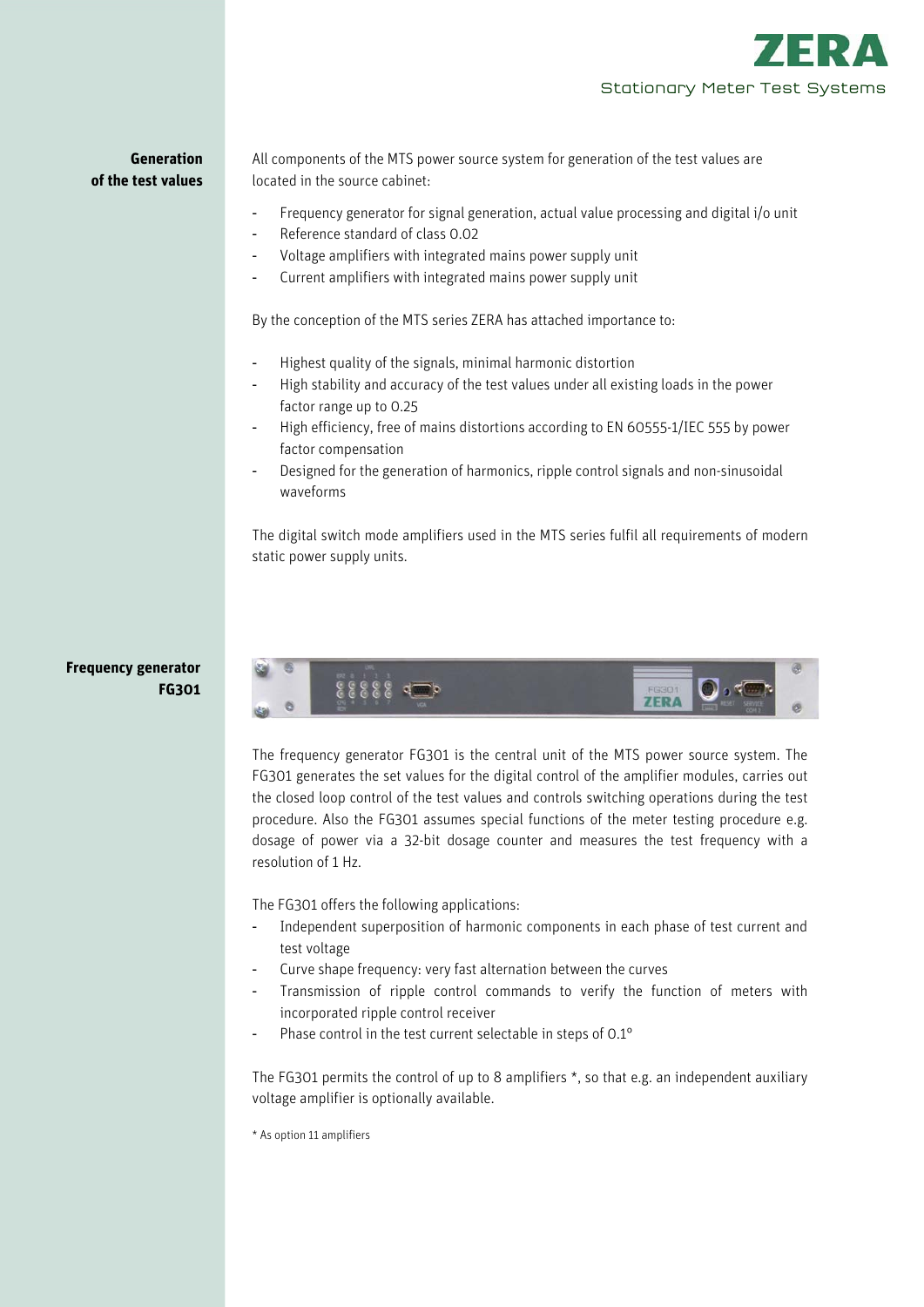## Generation of the test values

All components of the MTS power source system for generation of the test values are located in the source cabinet:

- Frequency generator for signal generation, actual value processing and digital i/o unit
- Reference standard of class 0.02
- Voltage amplifiers with integrated mains power supply unit
- Current amplifiers with integrated mains power supply unit

By the conception of the MTS series ZERA has attached importance to:

- Highest quality of the signals, minimal harmonic distortion
- High stability and accuracy of the test values under all existing loads in the power factor range up to 0.25
- High efficiency, free of mains distortions according to EN 60555-1/IEC 555 by power factor compensation
- Designed for the generation of harmonics, ripple control signals and non-sinusoidal waveforms

The digital switch mode amplifiers used in the MTS series fulfil all requirements of modern static power supply units.

## Frequency generator FG301

The frequency generator FG301 is the central unit of the MTS power source system. The FG301 generates the set values for the digital control of the amplifier modules, carries out the closed loop control of the test values and controls switching operations during the test procedure. Also the FG301 assumes special functions of the meter testing procedure e.g. dosage of power via a 32-bit dosage counter and measures the test frequency with a resolution of 1 Hz.

The FG301 offers the following applications:

- Independent superposition of harmonic components in each phase of test current and test voltage
- Curve shape frequency: very fast alternation between the curves
- Transmission of ripple control commands to verify the function of meters with incorporated ripple control receiver
- Phase control in the test current selectable in steps of 0.1°

The FG301 permits the control of up to 8 amplifiers *, so that e.g. an independent auxiliary voltage amplifier is optionally available.

* As option 11 amplifiers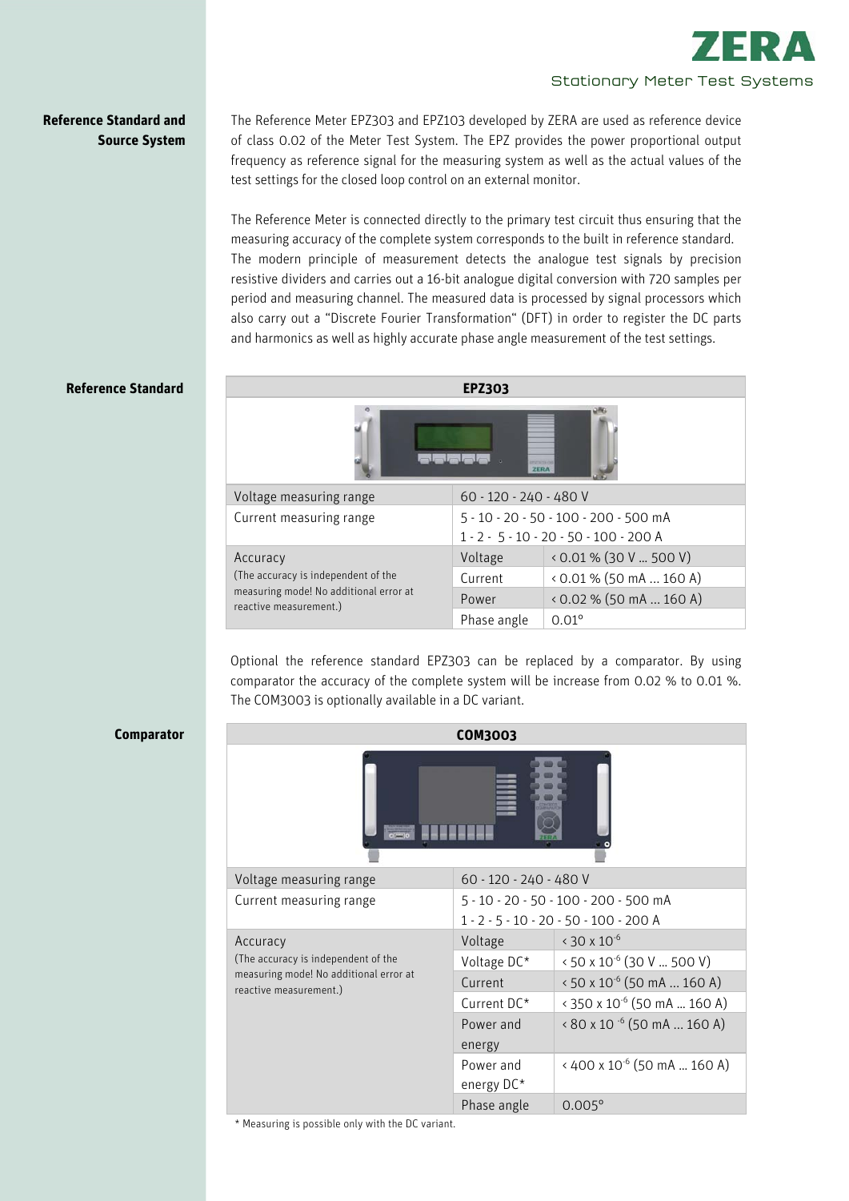## Reference Standard and Source System

The Reference Meter EPZ303 and EPZ103 developed by ZERA are used as reference device of class 0.02 of the Meter Test System. The EPZ provides the power proportional output frequency as reference signal for the measuring system as well as the actual values of the test settings for the closed loop control on an external monitor.

The Reference Meter is connected directly to the primary test circuit thus ensuring that the measuring accuracy of the complete system corresponds to the built in reference standard. The modern principle of measurement detects the analogue test signals by precision resistive dividers and carries out a 16-bit analogue digital conversion with 720 samples per period and measuring channel. The measured data is processed by signal processors which also carry out a "Discrete Fourier Transformation" (DFT) in order to register the DC parts and harmonics as well as highly accurate phase angle measurement of the test settings.

## Reference Standard

| EPZ303 | | |
|---|---|---|
| Voltage measuring range | 60 - 120 - 240 - 480 V | |
| Current measuring range | 5 - 10 - 20 - 50 - 100 - 200 - 500 mA<br>1 - 2 - 5 - 10 - 20 - 50 - 100 - 200 A | |
| Accuracy<br>(The accuracy is independent of the measuring mode! No additional error at reactive measurement.) | Voltage | < 0.01 % (30 V ... 500 V) |
| | Current | < 0.01 % (50 mA ... 160 A) |
| | Power | < 0.02 % (50 mA ... 160 A) |
| | Phase angle | 0.01° |

Optional the reference standard EPZ303 can be replaced by a comparator. By using comparator the accuracy of the complete system will be increase from 0.02 % to 0.01 %. The COM3003 is optionally available in a DC variant.

## Comparator

| COM3003 | | |
|---|---|---|
| Voltage measuring range | 60 - 120 - 240 - 480 V | |
| Current measuring range | 5 - 10 - 20 - 50 - 100 - 200 - 500 mA<br>1 - 2 - 5 - 10 - 20 - 50 - 100 - 200 A | |
| Accuracy<br>(The accuracy is independent of the measuring mode! No additional error at reactive measurement.) | Voltage | < $30 \times 10^{-6}$ |
| | Voltage DC* | < $50 \times 10^{-6}$ (30 V ... 500 V) |
| | Current | < $50 \times 10^{-6}$ (50 mA ... 160 A) |
| | Current DC* | < $350 \times 10^{-6}$ (50 mA ... 160 A) |
| | Power and energy | < $80 \times 10^{-6}$ (50 mA ... 160 A) |
| | Power and energy DC* | < $400 \times 10^{-6}$ (50 mA ... 160 A) |
| | Phase angle | 0.005° |

* Measuring is possible only with the DC variant.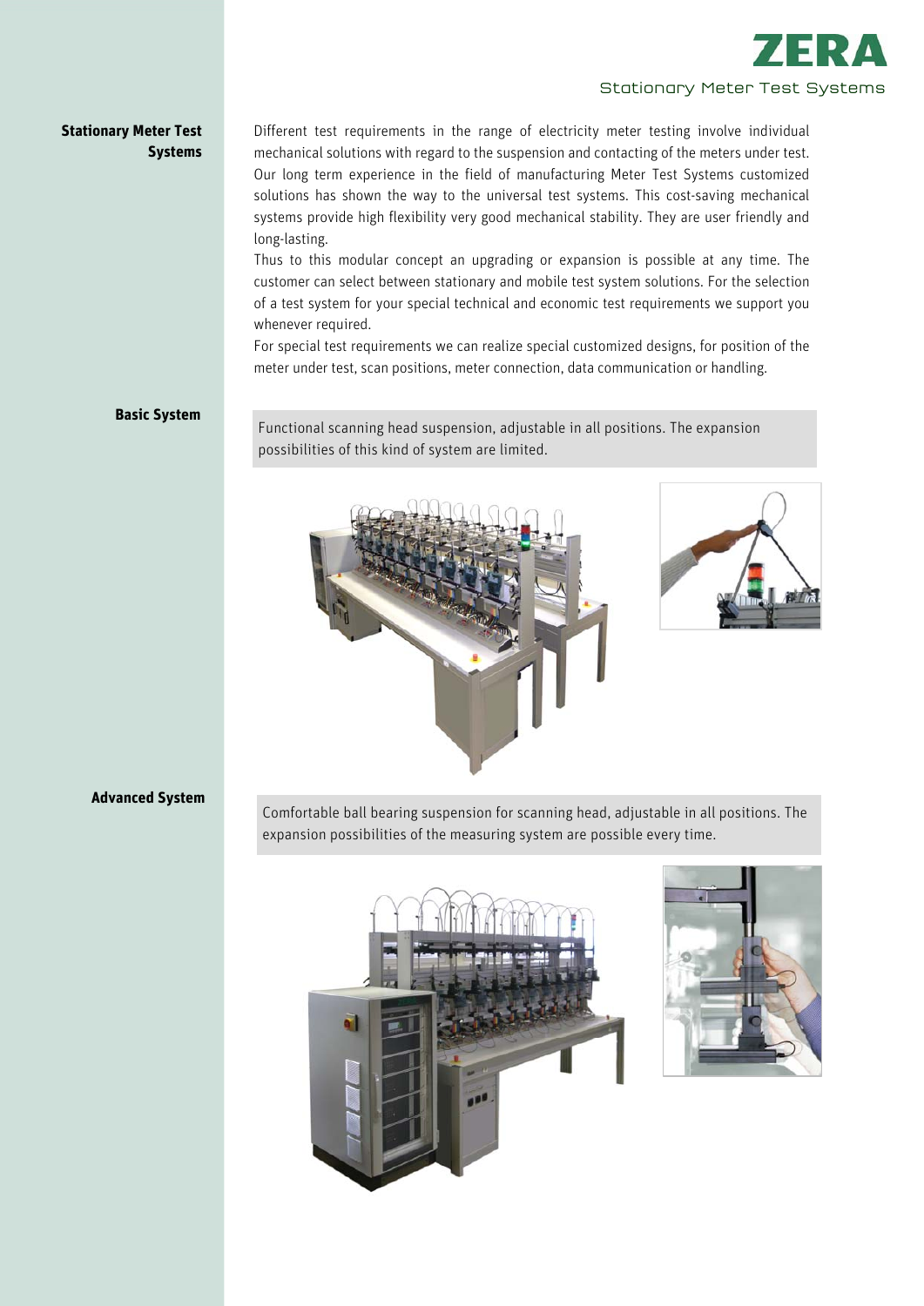## Stationary Meter Test Systems

Different test requirements in the range of electricity meter testing involve individual mechanical solutions with regard to the suspension and contacting of the meters under test. Our long term experience in the field of manufacturing Meter Test Systems customized solutions has shown the way to the universal test systems. This cost-saving mechanical systems provide high flexibility very good mechanical stability. They are user friendly and long-lasting.

Thus to this modular concept an upgrading or expansion is possible at any time. The customer can select between stationary and mobile test system solutions. For the selection of a test system for your special technical and economic test requirements we support you whenever required.

For special test requirements we can realize special customized designs, for position of the meter under test, scan positions, meter connection, data communication or handling.

### Basic System

Functional scanning head suspension, adjustable in all positions. The expansion possibilities of this kind of system are limited.

### Advanced System

Comfortable ball bearing suspension for scanning head, adjustable in all positions. The expansion possibilities of the measuring system are possible every time.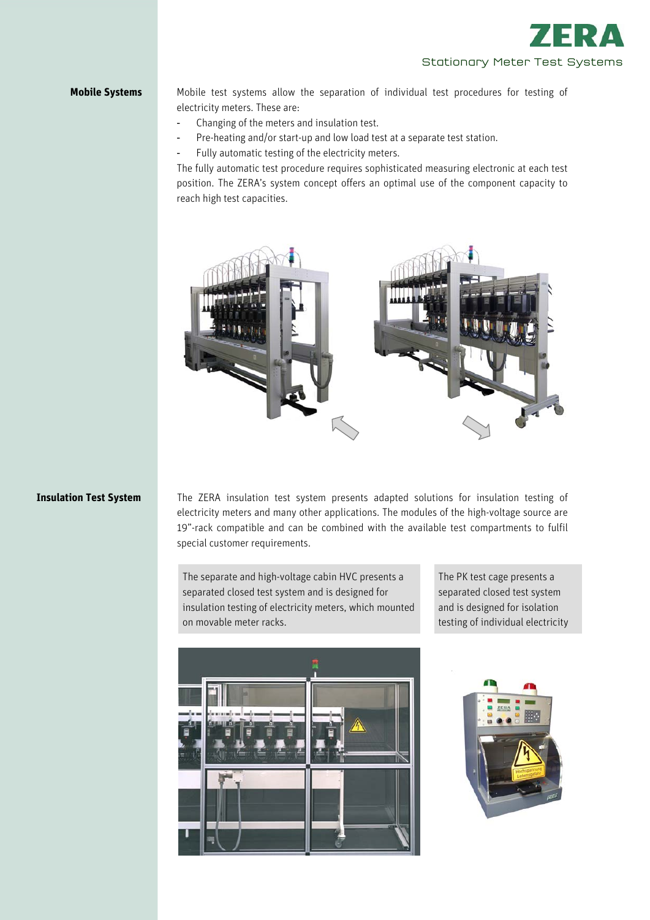## Mobile Systems

Mobile test systems allow the separation of individual test procedures for testing of electricity meters. These are:

- Changing of the meters and insulation test.
- Pre-heating and/or start-up and low load test at a separate test station.
- Fully automatic testing of the electricity meters.

The fully automatic test procedure requires sophisticated measuring electronic at each test position. The ZERA's system concept offers an optimal use of the component capacity to reach high test capacities.

## Insulation Test System

The ZERA insulation test system presents adapted solutions for insulation testing of electricity meters and many other applications. The modules of the high-voltage source are 19"-rack compatible and can be combined with the available test compartments to fulfil special customer requirements.

The separate and high-voltage cabin HVC presents a separated closed test system and is designed for insulation testing of electricity meters, which mounted on movable meter racks.

The PK test cage presents a separated closed test system and is designed for isolation testing of individual electricity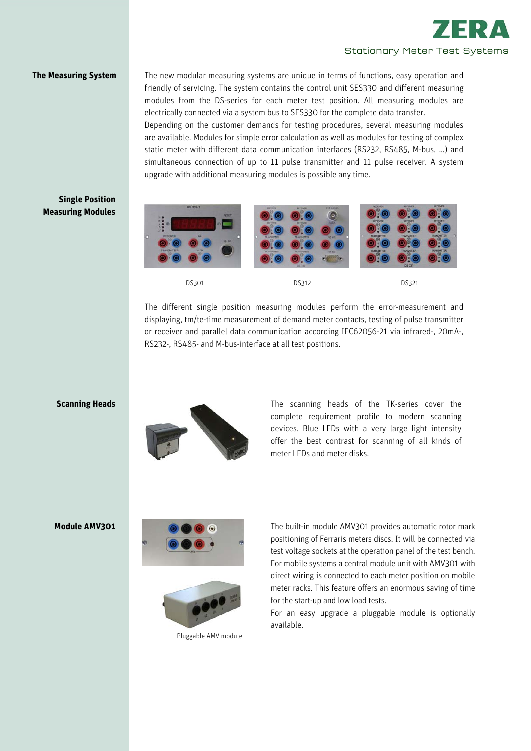## The Measuring System

The new modular measuring systems are unique in terms of functions, easy operation and friendly of servicing. The system contains the control unit SES330 and different measuring modules from the DS-series for each meter test position. All measuring modules are electrically connected via a system bus to SES330 for the complete data transfer.
Depending on the customer demands for testing procedures, several measuring modules are available. Modules for simple error calculation as well as modules for testing of complex static meter with different data communication interfaces (RS232, RS485, M-bus, ...) and simultaneous connection of up to 11 pulse transmitter and 11 pulse receiver. A system upgrade with additional measuring modules is possible any time.

## Single Position Measuring Modules

DS301 DS312 DS321

The different single position measuring modules perform the error-measurement and displaying, tm/te-time measurement of demand meter contacts, testing of pulse transmitter or receiver and parallel data communication according IEC62056-21 via infrared-, 20mA-, RS232-, RS485- and M-bus-interface at all test positions.

## Scanning Heads

The scanning heads of the TK-series cover the complete requirement profile to modern scanning devices. Blue LEDs with a very large light intensity offer the best contrast for scanning of all kinds of meter LEDs and meter disks.

## Module AMV301

The built-in module AMV301 provides automatic rotor mark positioning of Ferraris meters discs. It will be connected via test voltage sockets at the operation panel of the test bench. For mobile systems a central module unit with AMV301 with direct wiring is connected to each meter position on mobile meter racks. This feature offers an enormous saving of time for the start-up and low load tests.
For an easy upgrade a pluggable module is optionally available.

Pluggable AMV module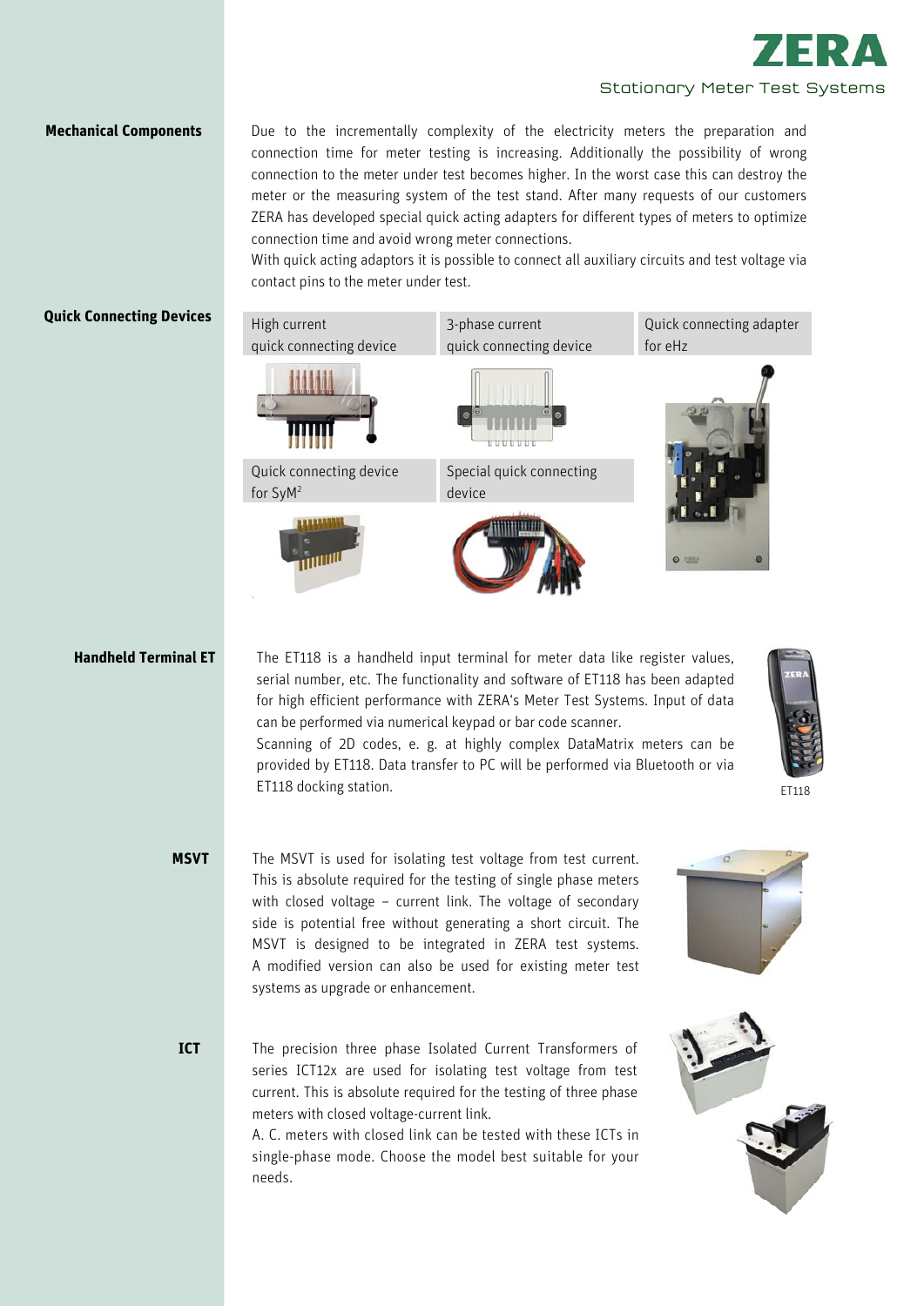## Mechanical Components

Due to the incrementally complexity of the electricity meters the preparation and connection time for meter testing is increasing. Additionally the possibility of wrong connection to the meter under test becomes higher. In the worst case this can destroy the meter or the measuring system of the test stand. After many requests of our customers ZERA has developed special quick acting adapters for different types of meters to optimize connection time and avoid wrong meter connections.

With quick acting adaptors it is possible to connect all auxiliary circuits and test voltage via contact pins to the meter under test.

## Quick Connecting Devices

- High current quick connecting device
- 3-phase current quick connecting device
- Quick connecting adapter for eHz
- Quick connecting device for $SyM^2$
- Special quick connecting device

## Handheld Terminal ET

The ET118 is a handheld input terminal for meter data like register values, serial number, etc. The functionality and software of ET118 has been adapted for high efficient performance with ZERA's Meter Test Systems. Input of data can be performed via numerical keypad or bar code scanner.

Scanning of 2D codes, e. g. at highly complex DataMatrix meters can be provided by ET118. Data transfer to PC will be performed via Bluetooth or via ET118 docking station.

ET118

## MSVT

The MSVT is used for isolating test voltage from test current. This is absolute required for the testing of single phase meters with closed voltage – current link. The voltage of secondary side is potential free without generating a short circuit. The MSVT is designed to be integrated in ZERA test systems. A modified version can also be used for existing meter test systems as upgrade or enhancement.

## ICT

The precision three phase Isolated Current Transformers of series ICT12x are used for isolating test voltage from test current. This is absolute required for the testing of three phase meters with closed voltage-current link.

A. C. meters with closed link can be tested with these ICTs in single-phase mode. Choose the model best suitable for your needs.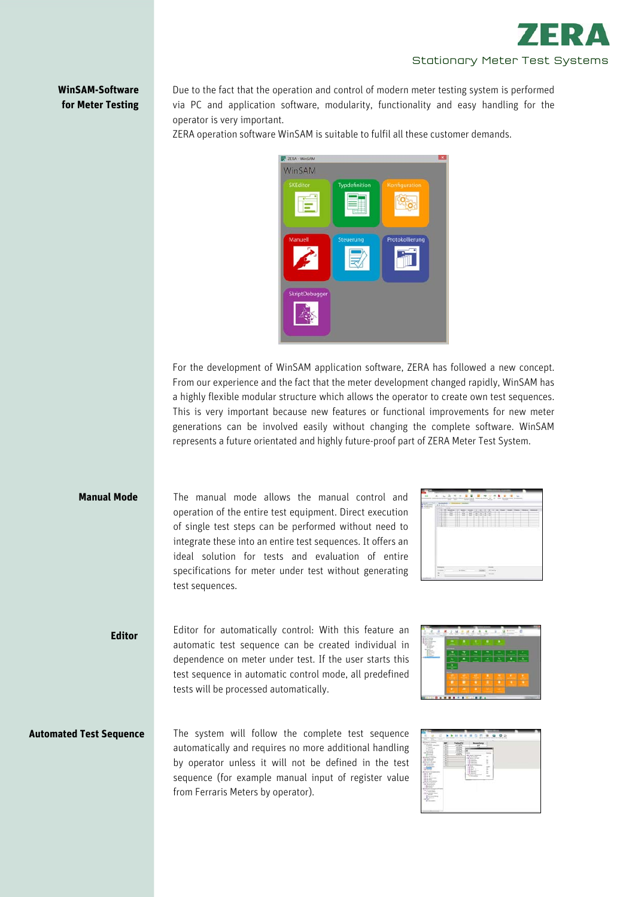## WinSAM-Software for Meter Testing

Due to the fact that the operation and control of modern meter testing system is performed via PC and application software, modularity, functionality and easy handling for the operator is very important.

ZERA operation software WinSAM is suitable to fulfil all these customer demands.

For the development of WinSAM application software, ZERA has followed a new concept. From our experience and the fact that the meter development changed rapidly, WinSAM has a highly flexible modular structure which allows the operator to create own test sequences. This is very important because new features or functional improvements for new meter generations can be involved easily without changing the complete software. WinSAM represents a future orientated and highly future-proof part of ZERA Meter Test System.

### Manual Mode

The manual mode allows the manual control and operation of the entire test equipment. Direct execution of single test steps can be performed without need to integrate these into an entire test sequences. It offers an ideal solution for tests and evaluation of entire specifications for meter under test without generating test sequences.

### Editor

Editor for automatically control: With this feature an automatic test sequence can be created individual in dependence on meter under test. If the user starts this test sequence in automatic control mode, all predefined tests will be processed automatically.

### Automated Test Sequence

The system will follow the complete test sequence automatically and requires no more additional handling by operator unless it will not be defined in the test sequence (for example manual input of register value from Ferraris Meters by operator).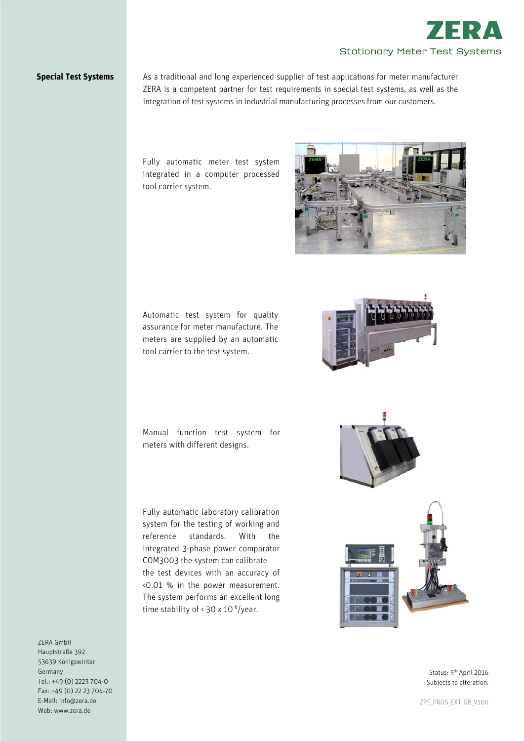## Special Test Systems

As a traditional and long experienced supplier of test applications for meter manufacturer ZERA is a competent partner for test requirements in special test systems, as well as the integration of test systems in industrial manufacturing processes from our customers.

Fully automatic meter test system integrated in a computer processed tool carrier system.

Automatic test system for quality assurance for meter manufacture. The meters are supplied by an automatic tool carrier to the test system.

Manual function test system for meters with different designs.

Fully automatic laboratory calibration system for the testing of working and reference standards. With the integrated 3-phase power comparator COM3003 the system can calibrate the test devices with an accuracy of <0.01 % in the power measurement. The system performs an excellent long time stability of < 30 x $10^{-6}$/year.

ZERA GmbH
Hauptstraße 392
53639 Königswinter
Germany
Tel.: +49 (0) 2223 704-0
Fax: +49 (0) 22 23 704-70
E-Mail: info@zera.de
Web: www.zera.de

Status: 5th April 2016
Subjects to alteration.

ZPE_PROS_EXT_GB_V106